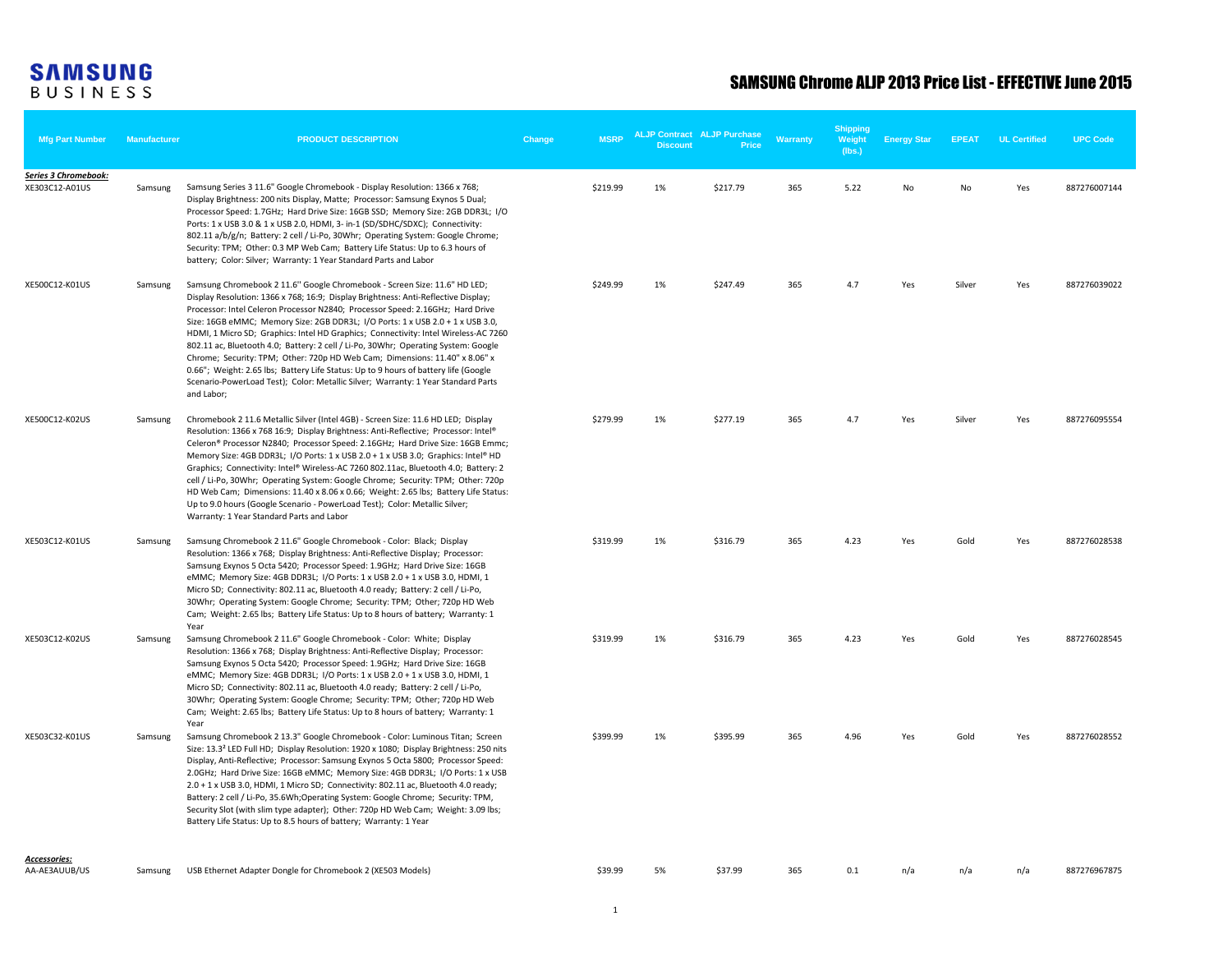# SAMSUNG BUSINESS

## SAMSUNG Chrome ALJP 2013 Price List - EFFECTIVE June 2015

| Mfg Part Number | Manufacturer | PRODUCT DESCRIPTION | Change | MSRP | ALJP Contract Discount | ALJP Purchase Price | Warranty | Shipping Weight (lbs.) | Energy Star | EPEAT | UL Certified | UPC Code |
|---|---|---|---|---|---|---|---|---|---|---|---|---|
| ***Series 3 Chromebook:*** | | | | | | | | | | | | |
| XE303C12-A01US | Samsung | Samsung Series 3 11.6" Google Chromebook - Display Resolution: 1366 x 768; Display Brightness: 200 nits Display, Matte; Processor: Samsung Exynos 5 Dual; Processor Speed: 1.7GHz; Hard Drive Size: 16GB SSD; Memory Size: 2GB DDR3L; I/O Ports: 1 x USB 3.0 & 1 x USB 2.0, HDMI, 3- in-1 (SD/SDHC/SDXC); Connectivity: 802.11 a/b/g/n; Battery: 2 cell / Li-Po, 30Whr; Operating System: Google Chrome; Security: TPM; Other: 0.3 MP Web Cam; Battery Life Status: Up to 6.3 hours of battery; Color: Silver; Warranty: 1 Year Standard Parts and Labor | | $219.99 | 1% | $217.79 | 365 | 5.22 | No | No | Yes | 887276007144 |
| XE500C12-K01US | Samsung | Samsung Chromebook 2 11.6" Google Chromebook - Screen Size: 11.6" HD LED; Display Resolution: 1366 x 768; 16:9; Display Brightness: Anti-Reflective Display; Processor: Intel Celeron Processor N2840; Processor Speed: 2.16GHz; Hard Drive Size: 16GB eMMC; Memory Size: 2GB DDR3L; I/O Ports: 1 x USB 2.0 + 1 x USB 3.0, HDMI, 1 Micro SD; Graphics: Intel HD Graphics; Connectivity: Intel Wireless-AC 7260 802.11 ac, Bluetooth 4.0; Battery: 2 cell / Li-Po, 30Whr; Operating System: Google Chrome; Security: TPM; Other: 720p HD Web Cam; Dimensions: 11.40" x 8.06" x 0.66"; Weight: 2.65 lbs; Battery Life Status: Up to 9 hours of battery life (Google Scenario-PowerLoad Test); Color: Metallic Silver; Warranty: 1 Year Standard Parts and Labor; | | $249.99 | 1% | $247.49 | 365 | 4.7 | Yes | Silver | Yes | 887276039022 |
| XE500C12-K02US | Samsung | Chromebook 2 11.6 Metallic Silver (Intel 4GB) - Screen Size: 11.6 HD LED; Display Resolution: 1366 x 768 16:9; Display Brightness: Anti-Reflective; Processor: Intel® Celeron® Processor N2840; Processor Speed: 2.16GHz; Hard Drive Size: 16GB Emmc; Memory Size: 4GB DDR3L; I/O Ports: 1 x USB 2.0 + 1 x USB 3.0; Graphics: Intel® HD Graphics; Connectivity: Intel® Wireless-AC 7260 802.11ac, Bluetooth 4.0; Battery: 2 cell / Li-Po, 30Whr; Operating System: Google Chrome; Security: TPM; Other: 720p HD Web Cam; Dimensions: 11.40 x 8.06 x 0.66; Weight: 2.65 lbs; Battery Life Status: Up to 9.0 hours (Google Scenario - PowerLoad Test); Color: Metallic Silver; Warranty: 1 Year Standard Parts and Labor | | $279.99 | 1% | $277.19 | 365 | 4.7 | Yes | Silver | Yes | 887276095554 |
| XE503C12-K01US | Samsung | Samsung Chromebook 2 11.6" Google Chromebook - Color: Black; Display Resolution: 1366 x 768; Display Brightness: Anti-Reflective Display; Processor: Samsung Exynos 5 Octa 5420; Processor Speed: 1.9GHz; Hard Drive Size: 16GB eMMC; Memory Size: 4GB DDR3L; I/O Ports: 1 x USB 2.0 + 1 x USB 3.0, HDMI, 1 Micro SD; Connectivity: 802.11 ac, Bluetooth 4.0 ready; Battery: 2 cell / Li-Po, 30Whr; Operating System: Google Chrome; Security: TPM; Other; 720p HD Web Cam; Weight: 2.65 lbs; Battery Life Status: Up to 8 hours of battery; Warranty: 1 Year | | $319.99 | 1% | $316.79 | 365 | 4.23 | Yes | Gold | Yes | 887276028538 |
| XE503C12-K02US | Samsung | Samsung Chromebook 2 11.6" Google Chromebook - Color: White; Display Resolution: 1366 x 768; Display Brightness: Anti-Reflective Display; Processor: Samsung Exynos 5 Octa 5420; Processor Speed: 1.9GHz; Hard Drive Size: 16GB eMMC; Memory Size: 4GB DDR3L; I/O Ports: 1 x USB 2.0 + 1 x USB 3.0, HDMI, 1 Micro SD; Connectivity: 802.11 ac, Bluetooth 4.0 ready; Battery: 2 cell / Li-Po, 30Whr; Operating System: Google Chrome; Security: TPM; Other; 720p HD Web Cam; Weight: 2.65 lbs; Battery Life Status: Up to 8 hours of battery; Warranty: 1 Year | | $319.99 | 1% | $316.79 | 365 | 4.23 | Yes | Gold | Yes | 887276028545 |
| XE503C32-K01US | Samsung | Samsung Chromebook 2 13.3" Google Chromebook - Color: Luminous Titan; Screen Size: 13.3² LED Full HD; Display Resolution: 1920 x 1080; Display Brightness: 250 nits Display, Anti-Reflective; Processor: Samsung Exynos 5 Octa 5800; Processor Speed: 2.0GHz; Hard Drive Size: 16GB eMMC; Memory Size: 4GB DDR3L; I/O Ports: 1 x USB 2.0 + 1 x USB 3.0, HDMI, 1 Micro SD; Connectivity: 802.11 ac, Bluetooth 4.0 ready; Battery: 2 cell / Li-Po, 35.6Wh;Operating System: Google Chrome; Security: TPM, Security Slot (with slim type adapter); Other: 720p HD Web Cam; Weight: 3.09 lbs; Battery Life Status: Up to 8.5 hours of battery; Warranty: 1 Year | | $399.99 | 1% | $395.99 | 365 | 4.96 | Yes | Gold | Yes | 887276028552 |
| ***Accessories:*** | | | | | | | | | | | | |
| AA-AE3AUUB/US | Samsung | USB Ethernet Adapter Dongle for Chromebook 2 (XE503 Models) | | $39.99 | 5% | $37.99 | 365 | 0.1 | n/a | n/a | n/a | 887276967875 |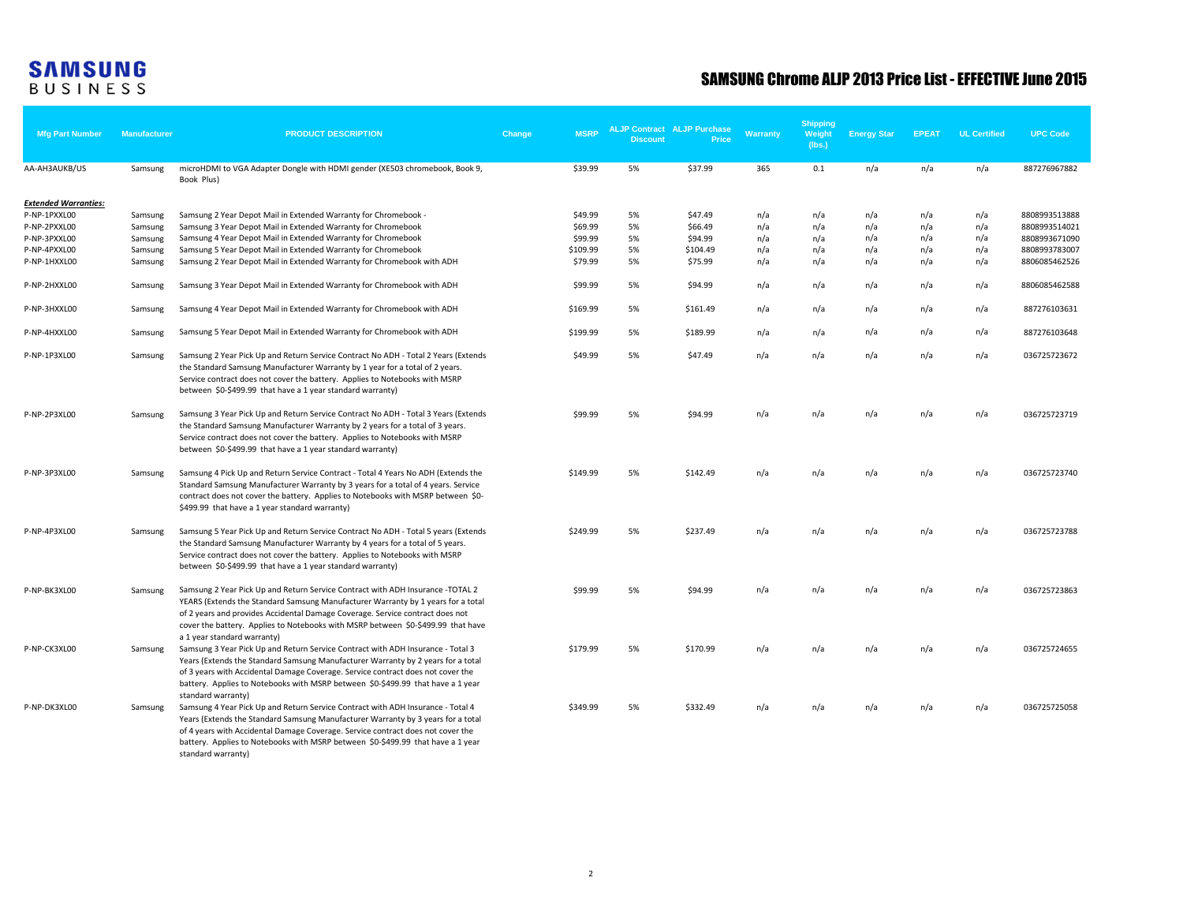# SAMSUNG BUSINESS

## SAMSUNG Chrome ALJP 2013 Price List - EFFECTIVE June 2015

| Mfg Part Number | Manufacturer | PRODUCT DESCRIPTION | Change | MSRP | ALJP Contract Discount | ALJP Purchase Price | Warranty | Shipping Weight (lbs.) | Energy Star | EPEAT | UL Certified | UPC Code |
|---|---|---|---|---|---|---|---|---|---|---|---|---|
| AA-AH3AUKB/US | Samsung | microHDMI to VGA Adapter Dongle with HDMI gender (XE503 chromebook, Book 9, Book Plus) | | $39.99 | 5% | $37.99 | 365 | 0.1 | n/a | n/a | n/a | 887276967882 |
| ***Extended Warranties:*** | | | | | | | | | | | | |
| P-NP-1PXXL00 | Samsung | Samsung 2 Year Depot Mail in Extended Warranty for Chromebook - | | $49.99 | 5% | $47.49 | n/a | n/a | n/a | n/a | n/a | 8808993513888 |
| P-NP-2PXXL00 | Samsung | Samsung 3 Year Depot Mail in Extended Warranty for Chromebook | | $69.99 | 5% | $66.49 | n/a | n/a | n/a | n/a | n/a | 8808993514021 |
| P-NP-3PXXL00 | Samsung | Samsung 4 Year Depot Mail in Extended Warranty for Chromebook | | $99.99 | 5% | $94.99 | n/a | n/a | n/a | n/a | n/a | 8808993671090 |
| P-NP-4PXXL00 | Samsung | Samsung 5 Year Depot Mail in Extended Warranty for Chromebook | | $109.99 | 5% | $104.49 | n/a | n/a | n/a | n/a | n/a | 8808993783007 |
| P-NP-1HXXL00 | Samsung | Samsung 2 Year Depot Mail in Extended Warranty for Chromebook with ADH | | $79.99 | 5% | $75.99 | n/a | n/a | n/a | n/a | n/a | 8806085462526 |
| P-NP-2HXXL00 | Samsung | Samsung 3 Year Depot Mail in Extended Warranty for Chromebook with ADH | | $99.99 | 5% | $94.99 | n/a | n/a | n/a | n/a | n/a | 8806085462588 |
| P-NP-3HXXL00 | Samsung | Samsung 4 Year Depot Mail in Extended Warranty for Chromebook with ADH | | $169.99 | 5% | $161.49 | n/a | n/a | n/a | n/a | n/a | 887276103631 |
| P-NP-4HXXL00 | Samsung | Samsung 5 Year Depot Mail in Extended Warranty for Chromebook with ADH | | $199.99 | 5% | $189.99 | n/a | n/a | n/a | n/a | n/a | 887276103648 |
| P-NP-1P3XL00 | Samsung | Samsung 2 Year Pick Up and Return Service Contract No ADH - Total 2 Years (Extends the Standard Samsung Manufacturer Warranty by 1 year for a total of 2 years. Service contract does not cover the battery. Applies to Notebooks with MSRP between $0-$499.99 that have a 1 year standard warranty) | | $49.99 | 5% | $47.49 | n/a | n/a | n/a | n/a | n/a | 036725723672 |
| P-NP-2P3XL00 | Samsung | Samsung 3 Year Pick Up and Return Service Contract No ADH - Total 3 Years (Extends the Standard Samsung Manufacturer Warranty by 2 years for a total of 3 years. Service contract does not cover the battery. Applies to Notebooks with MSRP between $0-$499.99 that have a 1 year standard warranty) | | $99.99 | 5% | $94.99 | n/a | n/a | n/a | n/a | n/a | 036725723719 |
| P-NP-3P3XL00 | Samsung | Samsung 4 Pick Up and Return Service Contract - Total 4 Years No ADH (Extends the Standard Samsung Manufacturer Warranty by 3 years for a total of 4 years. Service contract does not cover the battery. Applies to Notebooks with MSRP between $0-$499.99 that have a 1 year standard warranty) | | $149.99 | 5% | $142.49 | n/a | n/a | n/a | n/a | n/a | 036725723740 |
| P-NP-4P3XL00 | Samsung | Samsung 5 Year Pick Up and Return Service Contract No ADH - Total 5 years (Extends the Standard Samsung Manufacturer Warranty by 4 years for a total of 5 years. Service contract does not cover the battery. Applies to Notebooks with MSRP between $0-$499.99 that have a 1 year standard warranty) | | $249.99 | 5% | $237.49 | n/a | n/a | n/a | n/a | n/a | 036725723788 |
| P-NP-BK3XL00 | Samsung | Samsung 2 Year Pick Up and Return Service Contract with ADH Insurance -TOTAL 2 YEARS (Extends the Standard Samsung Manufacturer Warranty by 1 years for a total of 2 years and provides Accidental Damage Coverage. Service contract does not cover the battery. Applies to Notebooks with MSRP between $0-$499.99 that have a 1 year standard warranty) | | $99.99 | 5% | $94.99 | n/a | n/a | n/a | n/a | n/a | 036725723863 |
| P-NP-CK3XL00 | Samsung | Samsung 3 Year Pick Up and Return Service Contract with ADH Insurance - Total 3 Years (Extends the Standard Samsung Manufacturer Warranty by 2 years for a total of 3 years with Accidental Damage Coverage. Service contract does not cover the battery. Applies to Notebooks with MSRP between $0-$499.99 that have a 1 year standard warranty) | | $179.99 | 5% | $170.99 | n/a | n/a | n/a | n/a | n/a | 036725724655 |
| P-NP-DK3XL00 | Samsung | Samsung 4 Year Pick Up and Return Service Contract with ADH Insurance - Total 4 Years (Extends the Standard Samsung Manufacturer Warranty by 3 years for a total of 4 years with Accidental Damage Coverage. Service contract does not cover the battery. Applies to Notebooks with MSRP between $0-$499.99 that have a 1 year standard warranty) | | $349.99 | 5% | $332.49 | n/a | n/a | n/a | n/a | n/a | 036725725058 |